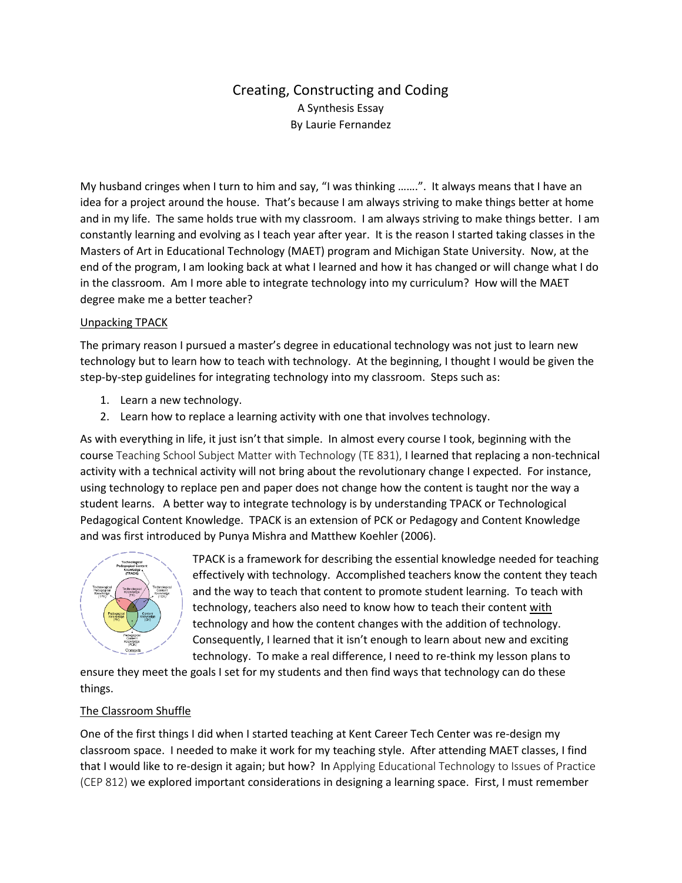# Creating, Constructing and Coding

A Synthesis Essay

By Laurie Fernandez

My husband cringes when I turn to him and say, "I was thinking …….". It always means that I have an idea for a project around the house. That's because I am always striving to make things better at home and in my life. The same holds true with my classroom. I am always striving to make things better. I am constantly learning and evolving as I teach year after year. It is the reason I started taking classes in the Masters of Art in Educational Technology (MAET) program and Michigan State University. Now, at the end of the program, I am looking back at what I learned and how it has changed or will change what I do in the classroom. Am I more able to integrate technology into my curriculum? How will the MAET degree make me a better teacher?

## Unpacking TPACK

The primary reason I pursued a master's degree in educational technology was not just to learn new technology but to learn how to teach with technology. At the beginning, I thought I would be given the step-by-step guidelines for integrating technology into my classroom. Steps such as:

1. Learn a new technology.
2. Learn how to replace a learning activity with one that involves technology.

As with everything in life, it just isn't that simple. In almost every course I took, beginning with the course Teaching School Subject Matter with Technology (TE 831), I learned that replacing a non-technical activity with a technical activity will not bring about the revolutionary change I expected. For instance, using technology to replace pen and paper does not change how the content is taught nor the way a student learns. A better way to integrate technology is by understanding TPACK or Technological Pedagogical Content Knowledge. TPACK is an extension of PCK or Pedagogy and Content Knowledge and was first introduced by Punya Mishra and Matthew Koehler (2006).

TPACK is a framework for describing the essential knowledge needed for teaching effectively with technology. Accomplished teachers know the content they teach and the way to teach that content to promote student learning. To teach with technology, teachers also need to know how to teach their content <u>with</u> technology and how the content changes with the addition of technology. Consequently, I learned that it isn't enough to learn about new and exciting technology. To make a real difference, I need to re-think my lesson plans to ensure they meet the goals I set for my students and then find ways that technology can do these things.

## The Classroom Shuffle

One of the first things I did when I started teaching at Kent Career Tech Center was re-design my classroom space. I needed to make it work for my teaching style. After attending MAET classes, I find that I would like to re-design it again; but how? In Applying Educational Technology to Issues of Practice (CEP 812) we explored important considerations in designing a learning space. First, I must remember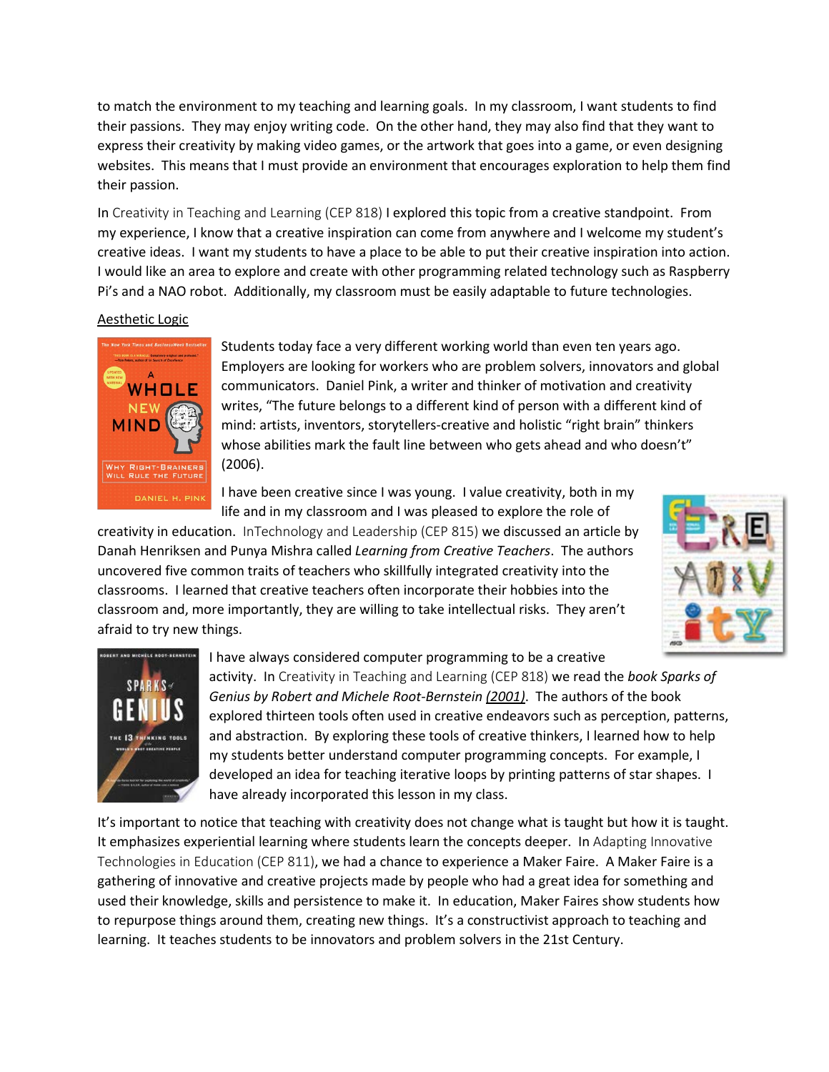to match the environment to my teaching and learning goals. In my classroom, I want students to find their passions. They may enjoy writing code. On the other hand, they may also find that they want to express their creativity by making video games, or the artwork that goes into a game, or even designing websites. This means that I must provide an environment that encourages exploration to help them find their passion.

In Creativity in Teaching and Learning (CEP 818) I explored this topic from a creative standpoint. From my experience, I know that a creative inspiration can come from anywhere and I welcome my student's creative ideas. I want my students to have a place to be able to put their creative inspiration into action. I would like an area to explore and create with other programming related technology such as Raspberry Pi's and a NAO robot. Additionally, my classroom must be easily adaptable to future technologies.

Aesthetic Logic

Students today face a very different working world than even ten years ago. Employers are looking for workers who are problem solvers, innovators and global communicators. Daniel Pink, a writer and thinker of motivation and creativity writes, "The future belongs to a different kind of person with a different kind of mind: artists, inventors, storytellers-creative and holistic "right brain" thinkers whose abilities mark the fault line between who gets ahead and who doesn't" (2006).

I have been creative since I was young. I value creativity, both in my life and in my classroom and I was pleased to explore the role of creativity in education. InTechnology and Leadership (CEP 815) we discussed an article by Danah Henriksen and Punya Mishra called *Learning from Creative Teachers*. The authors uncovered five common traits of teachers who skillfully integrated creativity into the classrooms. I learned that creative teachers often incorporate their hobbies into the classroom and, more importantly, they are willing to take intellectual risks. They aren't afraid to try new things.

I have always considered computer programming to be a creative activity. In Creativity in Teaching and Learning (CEP 818) we read the *book Sparks of Genius by Robert and Michele Root-Bernstein* (2001). The authors of the book explored thirteen tools often used in creative endeavors such as perception, patterns, and abstraction. By exploring these tools of creative thinkers, I learned how to help my students better understand computer programming concepts. For example, I developed an idea for teaching iterative loops by printing patterns of star shapes. I have already incorporated this lesson in my class.

It's important to notice that teaching with creativity does not change what is taught but how it is taught. It emphasizes experiential learning where students learn the concepts deeper. In Adapting Innovative Technologies in Education (CEP 811), we had a chance to experience a Maker Faire. A Maker Faire is a gathering of innovative and creative projects made by people who had a great idea for something and used their knowledge, skills and persistence to make it. In education, Maker Faires show students how to repurpose things around them, creating new things. It's a constructivist approach to teaching and learning. It teaches students to be innovators and problem solvers in the 21st Century.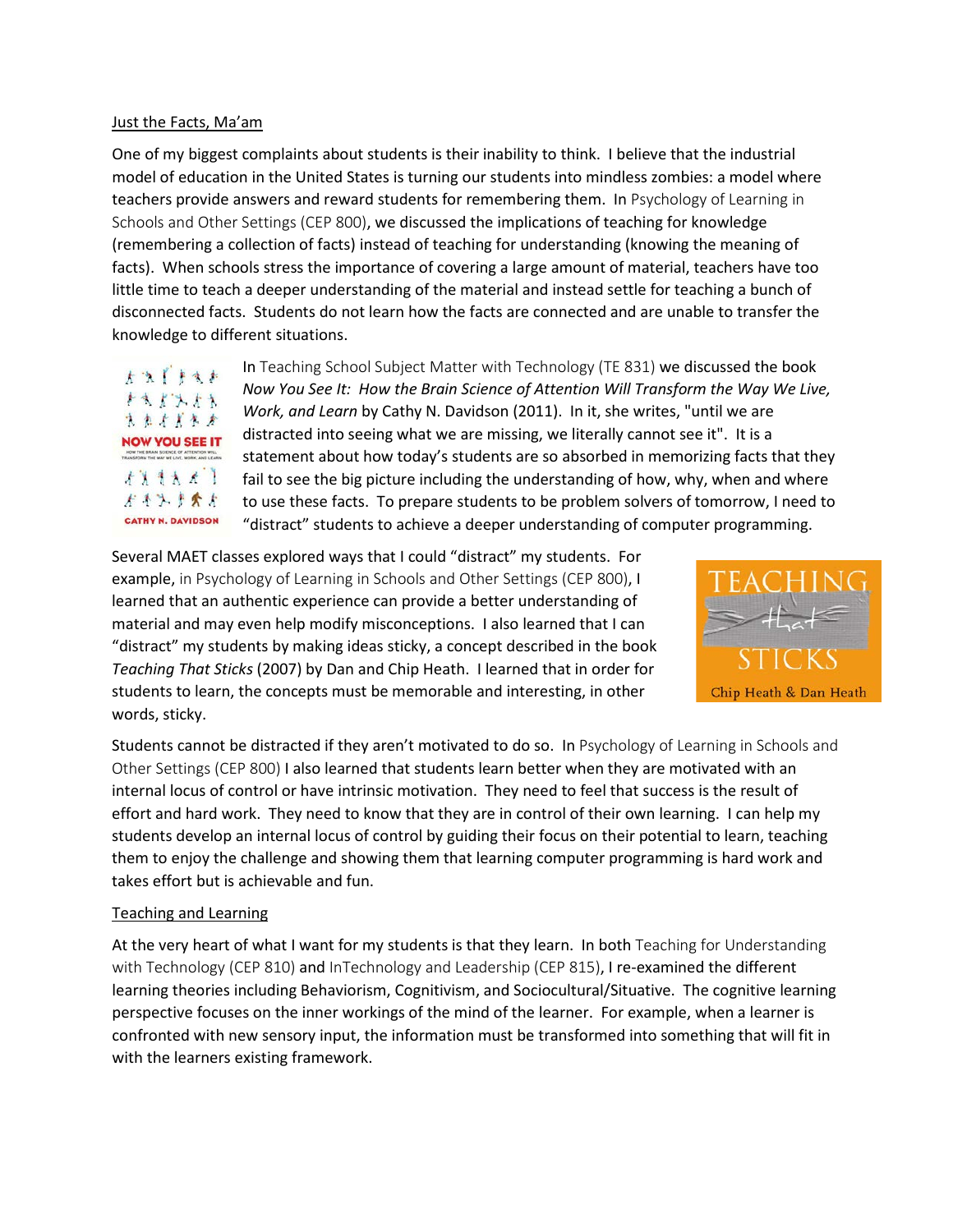Just the Facts, Ma'am

One of my biggest complaints about students is their inability to think. I believe that the industrial model of education in the United States is turning our students into mindless zombies: a model where teachers provide answers and reward students for remembering them. In Psychology of Learning in Schools and Other Settings (CEP 800), we discussed the implications of teaching for knowledge (remembering a collection of facts) instead of teaching for understanding (knowing the meaning of facts). When schools stress the importance of covering a large amount of material, teachers have too little time to teach a deeper understanding of the material and instead settle for teaching a bunch of disconnected facts. Students do not learn how the facts are connected and are unable to transfer the knowledge to different situations.

In Teaching School Subject Matter with Technology (TE 831) we discussed the book *Now You See It: How the Brain Science of Attention Will Transform the Way We Live, Work, and Learn* by Cathy N. Davidson (2011). In it, she writes, "until we are distracted into seeing what we are missing, we literally cannot see it". It is a statement about how today's students are so absorbed in memorizing facts that they fail to see the big picture including the understanding of how, why, when and where to use these facts. To prepare students to be problem solvers of tomorrow, I need to "distract" students to achieve a deeper understanding of computer programming.

Several MAET classes explored ways that I could "distract" my students. For example, in Psychology of Learning in Schools and Other Settings (CEP 800), I learned that an authentic experience can provide a better understanding of material and may even help modify misconceptions. I also learned that I can "distract" my students by making ideas sticky, a concept described in the book *Teaching That Sticks* (2007) by Dan and Chip Heath. I learned that in order for students to learn, the concepts must be memorable and interesting, in other words, sticky.

Students cannot be distracted if they aren't motivated to do so. In Psychology of Learning in Schools and Other Settings (CEP 800) I also learned that students learn better when they are motivated with an internal locus of control or have intrinsic motivation. They need to feel that success is the result of effort and hard work. They need to know that they are in control of their own learning. I can help my students develop an internal locus of control by guiding their focus on their potential to learn, teaching them to enjoy the challenge and showing them that learning computer programming is hard work and takes effort but is achievable and fun.

Teaching and Learning

At the very heart of what I want for my students is that they learn. In both Teaching for Understanding with Technology (CEP 810) and InTechnology and Leadership (CEP 815), I re-examined the different learning theories including Behaviorism, Cognitivism, and Sociocultural/Situative. The cognitive learning perspective focuses on the inner workings of the mind of the learner. For example, when a learner is confronted with new sensory input, the information must be transformed into something that will fit in with the learners existing framework.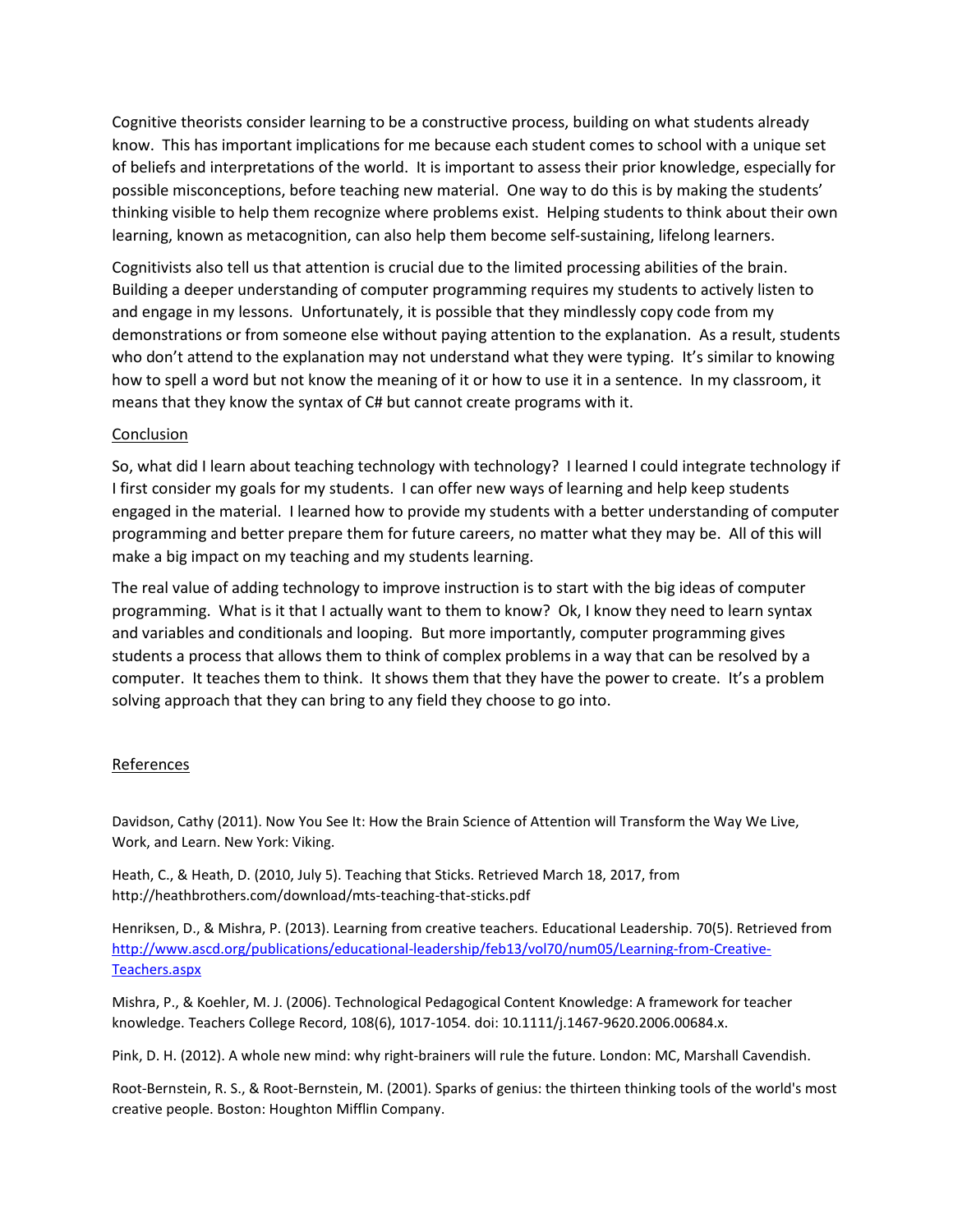Cognitive theorists consider learning to be a constructive process, building on what students already know. This has important implications for me because each student comes to school with a unique set of beliefs and interpretations of the world. It is important to assess their prior knowledge, especially for possible misconceptions, before teaching new material. One way to do this is by making the students' thinking visible to help them recognize where problems exist. Helping students to think about their own learning, known as metacognition, can also help them become self-sustaining, lifelong learners.

Cognitivists also tell us that attention is crucial due to the limited processing abilities of the brain. Building a deeper understanding of computer programming requires my students to actively listen to and engage in my lessons. Unfortunately, it is possible that they mindlessly copy code from my demonstrations or from someone else without paying attention to the explanation. As a result, students who don't attend to the explanation may not understand what they were typing. It's similar to knowing how to spell a word but not know the meaning of it or how to use it in a sentence. In my classroom, it means that they know the syntax of C# but cannot create programs with it.

## Conclusion

So, what did I learn about teaching technology with technology? I learned I could integrate technology if I first consider my goals for my students. I can offer new ways of learning and help keep students engaged in the material. I learned how to provide my students with a better understanding of computer programming and better prepare them for future careers, no matter what they may be. All of this will make a big impact on my teaching and my students learning.

The real value of adding technology to improve instruction is to start with the big ideas of computer programming. What is it that I actually want to them to know? Ok, I know they need to learn syntax and variables and conditionals and looping. But more importantly, computer programming gives students a process that allows them to think of complex problems in a way that can be resolved by a computer. It teaches them to think. It shows them that they have the power to create. It's a problem solving approach that they can bring to any field they choose to go into.

## References

Davidson, Cathy (2011). Now You See It: How the Brain Science of Attention will Transform the Way We Live, Work, and Learn. New York: Viking.

Heath, C., & Heath, D. (2010, July 5). Teaching that Sticks. Retrieved March 18, 2017, from http://heathbrothers.com/download/mts-teaching-that-sticks.pdf

Henriksen, D., & Mishra, P. (2013). Learning from creative teachers. Educational Leadership. 70(5). Retrieved from http://www.ascd.org/publications/educational-leadership/feb13/vol70/num05/Learning-from-Creative-Teachers.aspx

Mishra, P., & Koehler, M. J. (2006). Technological Pedagogical Content Knowledge: A framework for teacher knowledge. Teachers College Record, 108(6), 1017-1054. doi: 10.1111/j.1467-9620.2006.00684.x.

Pink, D. H. (2012). A whole new mind: why right-brainers will rule the future. London: MC, Marshall Cavendish.

Root-Bernstein, R. S., & Root-Bernstein, M. (2001). Sparks of genius: the thirteen thinking tools of the world's most creative people. Boston: Houghton Mifflin Company.